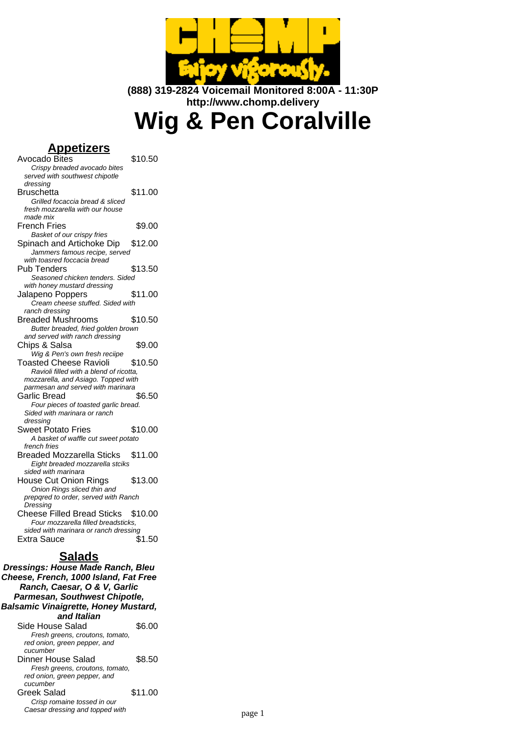**(888) 319-2824 Voicemail Monitored 8:00A - 11:30P**
**http://www.chomp.delivery**

# Wig & Pen Coralville

## Appetizers

**Avocado Bites** — $10.50
*Crispy breaded avocado bites served with southwest chipotle dressing*

**Bruschetta** — $11.00
*Grilled focaccia bread & sliced fresh mozzarella with our house made mix*

**French Fries** — $9.00
*Basket of our crispy fries*

**Spinach and Artichoke Dip** — $12.00
*Jammers famous recipe, served with toasred foccacia bread*

**Pub Tenders** — $13.50
*Seasoned chicken tenders. Sided with honey mustard dressing*

**Jalapeno Poppers** — $11.00
*Cream cheese stuffed. Sided with ranch dressing*

**Breaded Mushrooms** — $10.50
*Butter breaded, fried golden brown and served with ranch dressing*

**Chips & Salsa** — $9.00
*Wig & Pen's own fresh reciipe*

**Toasted Cheese Ravioli** — $10.50
*Ravioli filled with a blend of ricotta, mozzarella, and Asiago. Topped with parmesan and served with marinara*

**Garlic Bread** — $6.50
*Four pieces of toasted garlic bread. Sided with marinara or ranch dressing*

**Sweet Potato Fries** — $10.00
*A basket of waffle cut sweet potato french fries*

**Breaded Mozzarella Sticks** — $11.00
*Eight breaded mozzarella stciks sided with marinara*

**House Cut Onion Rings** — $13.00
*Onion Rings sliced thin and prepqred to order, served with Ranch Dressing*

**Cheese Filled Bread Sticks** — $10.00
*Four mozzarella filled breadsticks, sided with marinara or ranch dressing*

**Extra Sauce** — $1.50

## Salads

***Dressings: House Made Ranch, Bleu Cheese, French, 1000 Island, Fat Free Ranch, Caesar, O & V, Garlic Parmesan, Southwest Chipotle, Balsamic Vinaigrette, Honey Mustard, and Italian***

**Side House Salad** — $6.00
*Fresh greens, croutons, tomato, red onion, green pepper, and cucumber*

**Dinner House Salad** — $8.50
*Fresh greens, croutons, tomato, red onion, green pepper, and cucumber*

**Greek Salad** — $11.00
*Crisp romaine tossed in our Caesar dressing and topped with*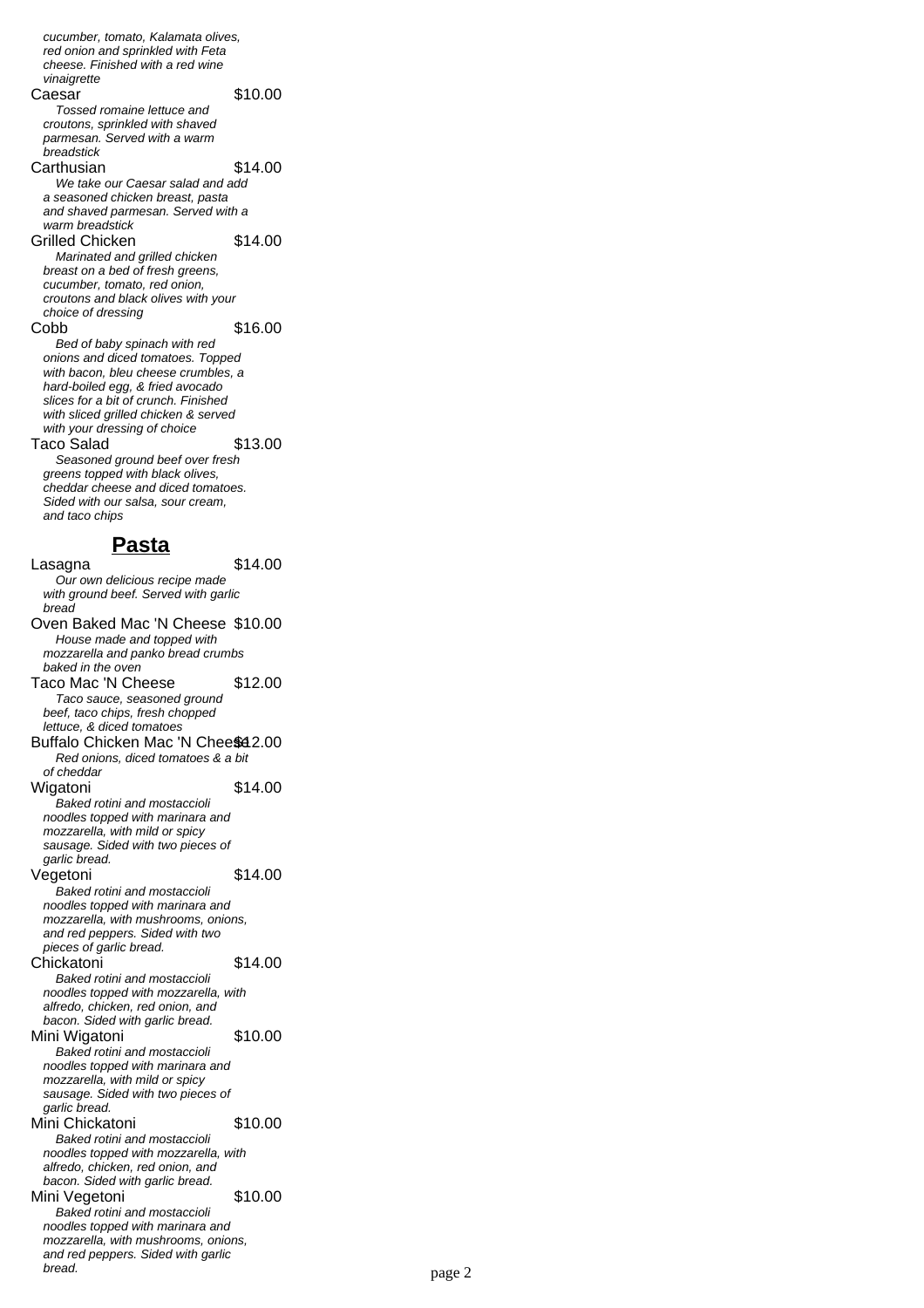*cucumber, tomato, Kalamata olives, red onion and sprinkled with Feta cheese. Finished with a red wine vinaigrette*

Caesar $10.00

*Tossed romaine lettuce and croutons, sprinkled with shaved parmesan. Served with a warm breadstick*

Carthusian $14.00

*We take our Caesar salad and add a seasoned chicken breast, pasta and shaved parmesan. Served with a warm breadstick*

Grilled Chicken $14.00

*Marinated and grilled chicken breast on a bed of fresh greens, cucumber, tomato, red onion, croutons and black olives with your choice of dressing*

Cobb $16.00

*Bed of baby spinach with red onions and diced tomatoes. Topped with bacon, bleu cheese crumbles, a hard-boiled egg, & fried avocado slices for a bit of crunch. Finished with sliced grilled chicken & served with your dressing of choice*

Taco Salad $13.00

*Seasoned ground beef over fresh greens topped with black olives, cheddar cheese and diced tomatoes. Sided with our salsa, sour cream, and taco chips*

## **Pasta**

Lasagna $14.00

*Our own delicious recipe made with ground beef. Served with garlic bread*

Oven Baked Mac 'N Cheese $10.00

*House made and topped with mozzarella and panko bread crumbs baked in the oven*

Taco Mac 'N Cheese $12.00

*Taco sauce, seasoned ground beef, taco chips, fresh chopped lettuce, & diced tomatoes*

Buffalo Chicken Mac 'N Cheese $12.00

*Red onions, diced tomatoes & a bit of cheddar*

Wigatoni $14.00

*Baked rotini and mostaccioli noodles topped with marinara and mozzarella, with mild or spicy sausage. Sided with two pieces of garlic bread.*

Vegetoni $14.00

*Baked rotini and mostaccioli noodles topped with marinara and mozzarella, with mushrooms, onions, and red peppers. Sided with two pieces of garlic bread.*

Chickatoni $14.00

*Baked rotini and mostaccioli noodles topped with mozzarella, with alfredo, chicken, red onion, and bacon. Sided with garlic bread.*

Mini Wigatoni $10.00

*Baked rotini and mostaccioli noodles topped with marinara and mozzarella, with mild or spicy sausage. Sided with two pieces of garlic bread.*

Mini Chickatoni $10.00

*Baked rotini and mostaccioli noodles topped with mozzarella, with alfredo, chicken, red onion, and bacon. Sided with garlic bread.*

Mini Vegetoni $10.00

*Baked rotini and mostaccioli noodles topped with marinara and mozzarella, with mushrooms, onions, and red peppers. Sided with garlic bread.*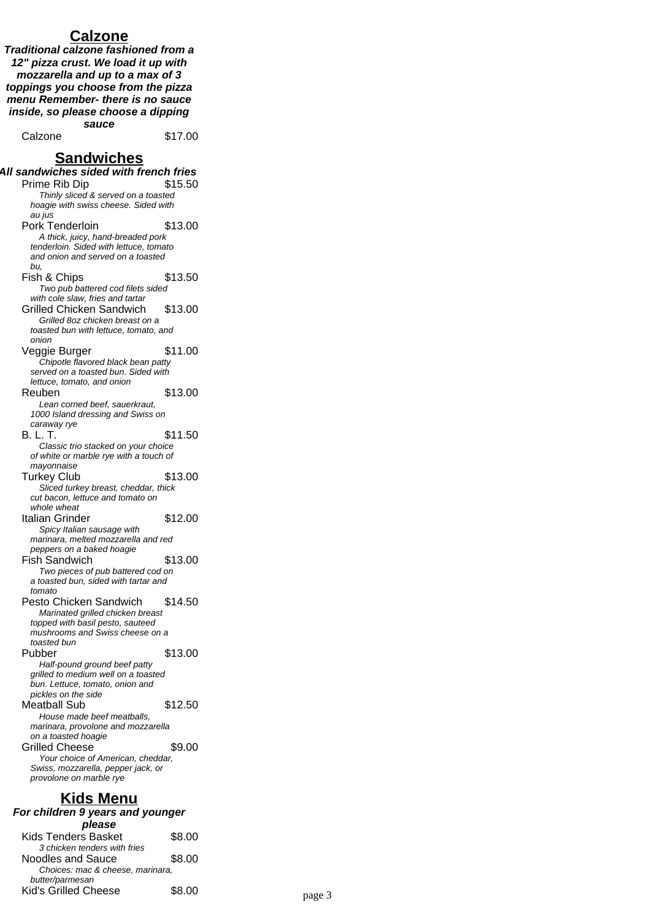## Calzone

***Traditional calzone fashioned from a 12" pizza crust. We load it up with mozzarella and up to a max of 3 toppings you choose from the pizza menu Remember- there is no sauce inside, so please choose a dipping sauce***

Calzone $17.00

## Sandwiches

***All sandwiches sided with french fries***

Prime Rib Dip $15.50
*Thinly sliced & served on a toasted hoagie with swiss cheese. Sided with au jus*

Pork Tenderloin $13.00
*A thick, juicy, hand-breaded pork tenderloin. Sided with lettuce, tomato and onion and served on a toasted bu,*

Fish & Chips $13.50
*Two pub battered cod filets sided with cole slaw, fries and tartar*

Grilled Chicken Sandwich $13.00
*Grilled 8oz chicken breast on a toasted bun with lettuce, tomato, and onion*

Veggie Burger $11.00
*Chipotle flavored black bean patty served on a toasted bun. Sided with lettuce, tomato, and onion*

Reuben $13.00
*Lean corned beef, sauerkraut, 1000 Island dressing and Swiss on caraway rye*

B. L. T. $11.50
*Classic trio stacked on your choice of white or marble rye with a touch of mayonnaise*

Turkey Club $13.00
*Sliced turkey breast, cheddar, thick cut bacon, lettuce and tomato on whole wheat*

Italian Grinder $12.00
*Spicy Italian sausage with marinara, melted mozzarella and red peppers on a baked hoagie*

Fish Sandwich $13.00
*Two pieces of pub battered cod on a toasted bun, sided with tartar and tomato*

Pesto Chicken Sandwich $14.50
*Marinated grilled chicken breast topped with basil pesto, sauteed mushrooms and Swiss cheese on a toasted bun*

Pubber $13.00
*Half-pound ground beef patty grilled to medium well on a toasted bun. Lettuce, tomato, onion and pickles on the side*

Meatball Sub $12.50
*House made beef meatballs, marinara, provolone and mozzarella on a toasted hoagie*

Grilled Cheese $9.00
*Your choice of American, cheddar, Swiss, mozzarella, pepper jack, or provolone on marble rye*

## Kids Menu

***For children 9 years and younger please***

Kids Tenders Basket $8.00
*3 chicken tenders with fries*

Noodles and Sauce $8.00
*Choices: mac & cheese, marinara, butter/parmesan*

Kid's Grilled Cheese $8.00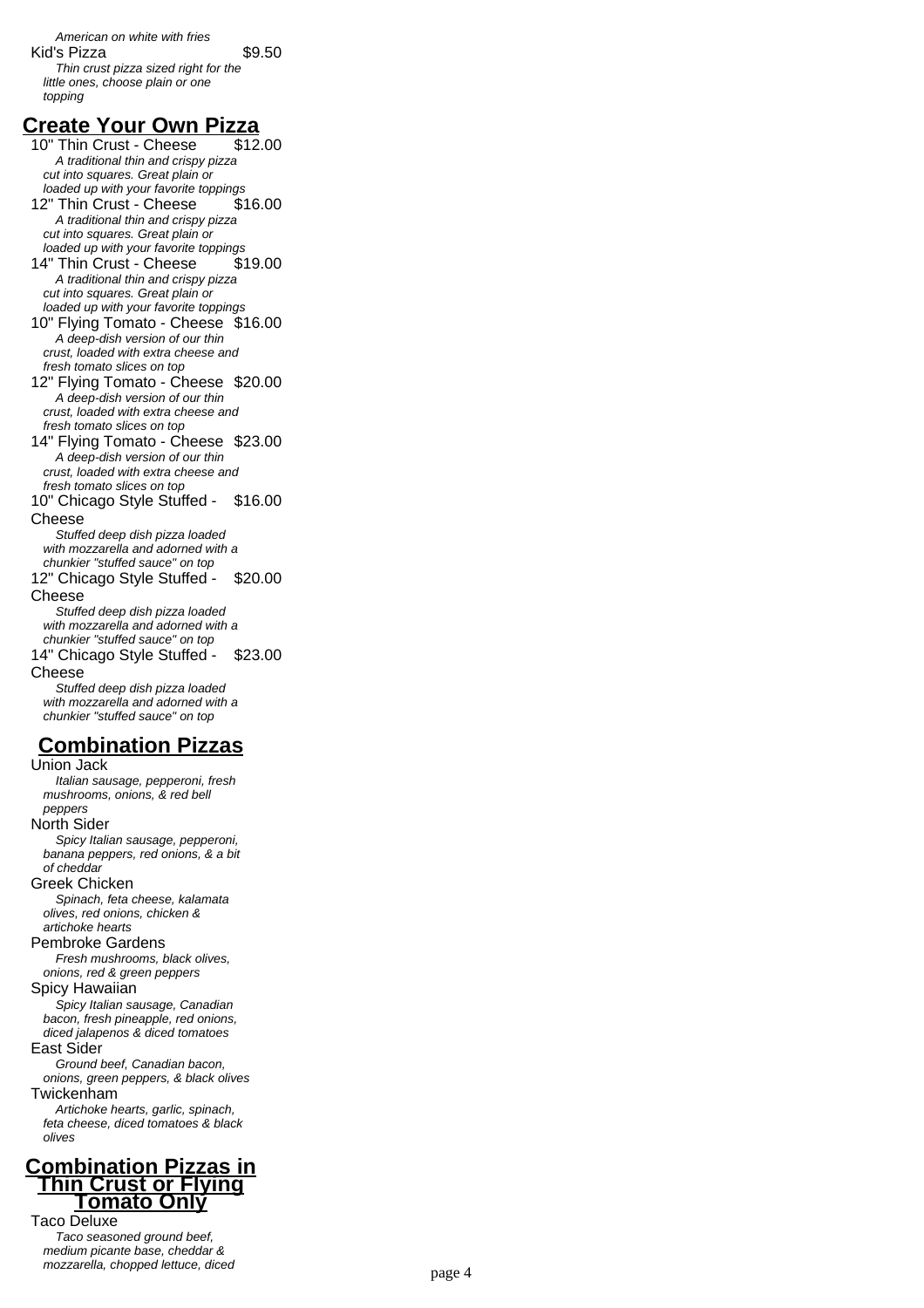*American on white with fries*

Kid's Pizza $9.50

*Thin crust pizza sized right for the little ones, choose plain or one topping*

## Create Your Own Pizza

10" Thin Crust - Cheese $12.00

*A traditional thin and crispy pizza cut into squares. Great plain or loaded up with your favorite toppings*

12" Thin Crust - Cheese $16.00

*A traditional thin and crispy pizza cut into squares. Great plain or loaded up with your favorite toppings*

14" Thin Crust - Cheese $19.00

*A traditional thin and crispy pizza cut into squares. Great plain or loaded up with your favorite toppings*

10" Flying Tomato - Cheese $16.00

*A deep-dish version of our thin crust, loaded with extra cheese and fresh tomato slices on top*

12" Flying Tomato - Cheese $20.00

*A deep-dish version of our thin crust, loaded with extra cheese and fresh tomato slices on top*

14" Flying Tomato - Cheese $23.00

*A deep-dish version of our thin crust, loaded with extra cheese and fresh tomato slices on top*

10" Chicago Style Stuffed - Cheese $16.00

*Stuffed deep dish pizza loaded with mozzarella and adorned with a chunkier "stuffed sauce" on top*

12" Chicago Style Stuffed - Cheese $20.00

*Stuffed deep dish pizza loaded with mozzarella and adorned with a chunkier "stuffed sauce" on top*

14" Chicago Style Stuffed - Cheese $23.00

*Stuffed deep dish pizza loaded with mozzarella and adorned with a chunkier "stuffed sauce" on top*

## Combination Pizzas

Union Jack

*Italian sausage, pepperoni, fresh mushrooms, onions, & red bell peppers*

North Sider

*Spicy Italian sausage, pepperoni, banana peppers, red onions, & a bit of cheddar*

Greek Chicken

*Spinach, feta cheese, kalamata olives, red onions, chicken & artichoke hearts*

Pembroke Gardens

*Fresh mushrooms, black olives, onions, red & green peppers*

Spicy Hawaiian

*Spicy Italian sausage, Canadian bacon, fresh pineapple, red onions, diced jalapenos & diced tomatoes*

East Sider

*Ground beef, Canadian bacon, onions, green peppers, & black olives*

Twickenham

*Artichoke hearts, garlic, spinach, feta cheese, diced tomatoes & black olives*

## Combination Pizzas in Thin Crust or Flying Tomato Only

Taco Deluxe

*Taco seasoned ground beef, medium picante base, cheddar & mozzarella, chopped lettuce, diced*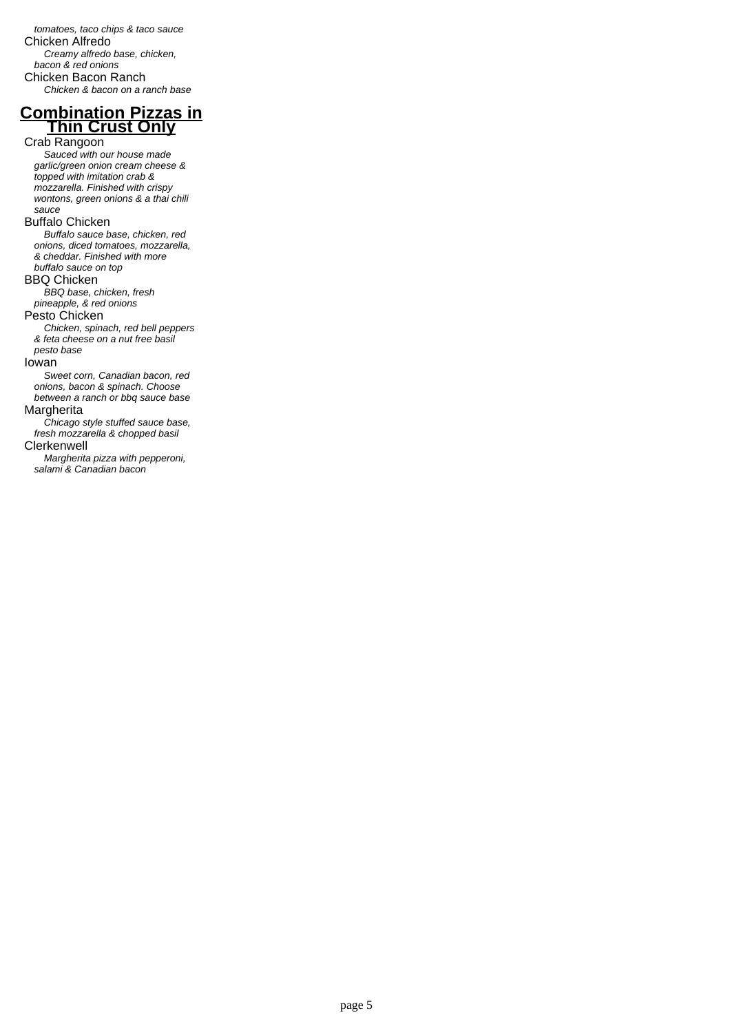*tomatoes, taco chips & taco sauce*

Chicken Alfredo

*Creamy alfredo base, chicken, bacon & red onions*

Chicken Bacon Ranch

*Chicken & bacon on a ranch base*

## Combination Pizzas in Thin Crust Only

Crab Rangoon

*Sauced with our house made garlic/green onion cream cheese & topped with imitation crab & mozzarella. Finished with crispy wontons, green onions & a thai chili sauce*

Buffalo Chicken

*Buffalo sauce base, chicken, red onions, diced tomatoes, mozzarella, & cheddar. Finished with more buffalo sauce on top*

BBQ Chicken

*BBQ base, chicken, fresh pineapple, & red onions*

Pesto Chicken

*Chicken, spinach, red bell peppers & feta cheese on a nut free basil pesto base*

Iowan

*Sweet corn, Canadian bacon, red onions, bacon & spinach. Choose between a ranch or bbq sauce base*

Margherita

*Chicago style stuffed sauce base, fresh mozzarella & chopped basil*

Clerkenwell

*Margherita pizza with pepperoni, salami & Canadian bacon*